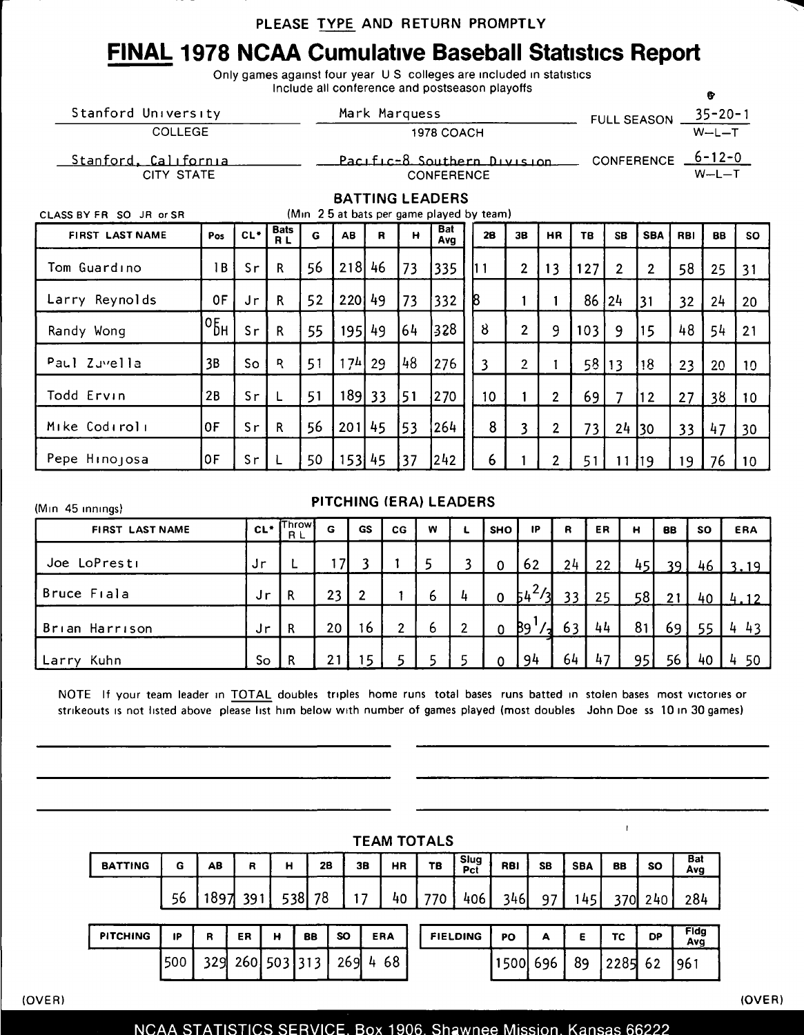PLEASE TYPE AND RETURN PROMPTLY

# FINAL 1978 NCAA Cumulative Baseball Statistics Report

Only games against four year U S colleges are included in statistics
Include all conference and postseason playoffs

| | | |
|---|---|---|
| Stanford University | Mark Marquess | FULL SEASON 35-20-1 |
| COLLEGE | 1978 COACH | W-L-T |
| Stanford, California | Pacific-8 Southern Division | CONFERENCE 6-12-0 |
| CITY STATE | CONFERENCE | W-L-T |

## BATTING LEADERS

CLASS BY FR SO JR or SR

(Min 2 5 at bats per game played by team)

| FIRST LAST NAME | Pos | CL* | Bats R L | G | AB | R | H | Bat Avg | 2B | 3B | HR | TB | SB | SBA | RBI | BB | SO |
|---|---|---|---|---|---|---|---|---|---|---|---|---|---|---|---|---|---|
| Tom Guardino | 1B | Sr | R | 56 | 218 | 46 | 73 | 335 | 11 | 2 | 13 | 127 | 2 | 2 | 58 | 25 | 31 |
| Larry Reynolds | OF | Jr | R | 52 | 220 | 49 | 73 | 332 | 8 | 1 | 1 | 86 | 24 | 31 | 32 | 24 | 20 |
| Randy Wong | OF DH | Sr | R | 55 | 195 | 49 | 64 | 328 | 8 | 2 | 9 | 103 | 9 | 15 | 48 | 54 | 21 |
| Paul Zuvella | 3B | So | R | 51 | 174 | 29 | 48 | 276 | 3 | 2 | 1 | 58 | 13 | 18 | 23 | 20 | 10 |
| Todd Ervin | 2B | Sr | L | 51 | 189 | 33 | 51 | 270 | 10 | 1 | 2 | 69 | 7 | 12 | 27 | 38 | 10 |
| Mike Codiroli | OF | Sr | R | 56 | 201 | 45 | 53 | 264 | 8 | 3 | 2 | 73 | 24 | 30 | 33 | 47 | 30 |
| Pepe Hinojosa | OF | Sr | L | 50 | 153 | 45 | 37 | 242 | 6 | 1 | 2 | 51 | 11 | 19 | 19 | 76 | 10 |

## PITCHING (ERA) LEADERS

(Min 45 innings)

| FIRST LAST NAME | CL* | Throw R L | G | GS | CG | W | L | SHO | IP | R | ER | H | BB | SO | ERA |
|---|---|---|---|---|---|---|---|---|---|---|---|---|---|---|---|
| Joe LoPresti | Jr | L | 17 | 3 | 1 | 5 | 3 | 0 | 62 | 24 | 22 | 45 | 39 | 46 | 3.19 |
| Bruce Fiala | Jr | R | 23 | 2 | 1 | 6 | 4 | 0 | 54 2/3 | 33 | 25 | 58 | 21 | 40 | 4.12 |
| Brian Harrison | Jr | R | 20 | 16 | 2 | 6 | 2 | 0 | 89 1/3 | 63 | 44 | 81 | 69 | 55 | 4 43 |
| Larry Kuhn | So | R | 21 | 15 | 5 | 5 | 5 | 0 | 94 | 64 | 47 | 95 | 56 | 40 | 4 50 |

NOTE If your team leader in TOTAL doubles triples home runs total bases runs batted in stolen bases most victories or strikeouts is not listed above please list him below with number of games played (most doubles John Doe ss 10 in 30 games)

## TEAM TOTALS

| BATTING | G | AB | R | H | 2B | 3B | HR | TB | Slug Pct | RBI | SB | SBA | BB | SO | Bat Avg |
|---|---|---|---|---|---|---|---|---|---|---|---|---|---|---|---|
| | 56 | 1897 | 391 | 538 | 78 | 17 | 40 | 770 | 406 | 346 | 97 | 145 | 370 | 240 | 284 |

| PITCHING | IP | R | ER | H | BB | SO | ERA |
|---|---|---|---|---|---|---|---|
| | 500 | 329 | 260 | 503 | 313 | 269 | 4 68 |

| FIELDING | PO | A | E | TC | DP | Fldg Avg |
|---|---|---|---|---|---|---|
| | 1500 | 696 | 89 | 2285 | 62 | 961 |

(OVER) (OVER)

NCAA STATISTICS SERVICE, Box 1906, Shawnee Mission, Kansas 66222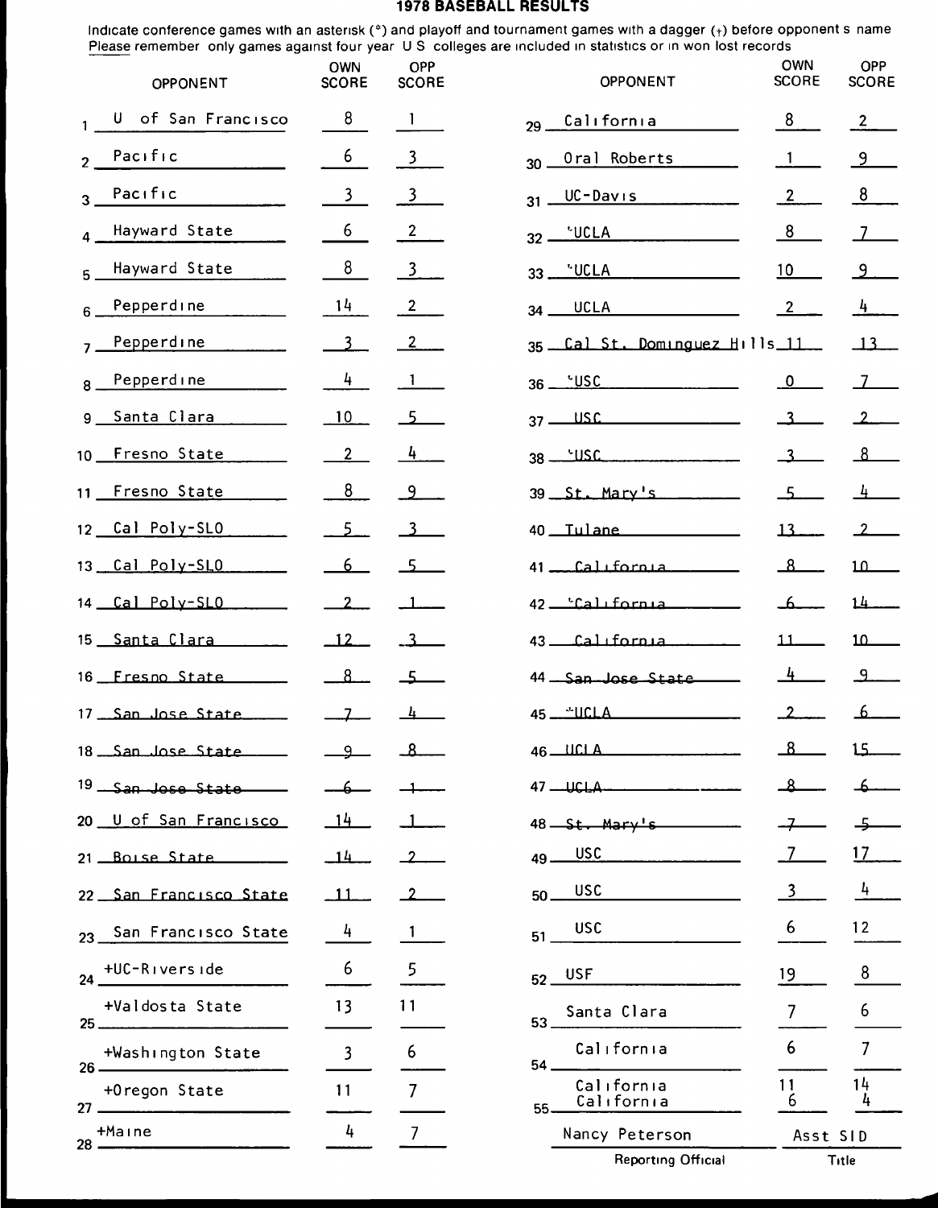# 1978 BASEBALL RESULTS

Indicate conference games with an asterisk (*) and playoff and tournament games with a dagger (+) before opponent s name
Please remember only games against four year U S colleges are included in statistics or in won lost records

| | OPPONENT | OWN SCORE | OPP SCORE | | OPPONENT | OWN SCORE | OPP SCORE |
|---|---|---|---|---|---|---|---|
| 1 | U of San Francisco | 8 | 1 | 29 | California | 8 | 2 |
| 2 | Pacific | 6 | 3 | 30 | Oral Roberts | 1 | 9 |
| 3 | Pacific | 3 | 3 | 31 | UC-Davis | 2 | 8 |
| 4 | Hayward State | 6 | 2 | 32 | *UCLA | 8 | 7 |
| 5 | Hayward State | 8 | 3 | 33 | *UCLA | 10 | 9 |
| 6 | Pepperdine | 14 | 2 | 34 | UCLA | 2 | 4 |
| 7 | Pepperdine | 3 | 2 | 35 | Cal St. Dominguez Hills | 11 | 13 |
| 8 | Pepperdine | 4 | 1 | 36 | *USC | 0 | 7 |
| 9 | Santa Clara | 10 | 5 | 37 | USC | 3 | 2 |
| 10 | Fresno State | 2 | 4 | 38 | *USC | 3 | 8 |
| 11 | Fresno State | 8 | 9 | 39 | St. Mary's | 5 | 4 |
| 12 | Cal Poly-SLO | 5 | 3 | 40 | Tulane | 13 | 2 |
| 13 | Cal Poly-SLO | 6 | 5 | 41 | California | 8 | 10 |
| 14 | Cal Poly-SLO | 2 | 1 | 42 | *California | 6 | 14 |
| 15 | Santa Clara | 12 | 3 | 43 | California | 11 | 10 |
| 16 | Fresno State | 8 | 5 | 44 | San Jose State | 4 | 9 |
| 17 | San Jose State | 7 | 4 | 45 | *UCLA | 2 | 6 |
| 18 | San Jose State | 9 | 8 | 46 | UCLA | 8 | 15 |
| 19 | San Jose State | 6 | 1 | 47 | UCLA | 8 | 6 |
| 20 | U of San Francisco | 14 | 1 | 48 | St. Mary's | 7 | 5 |
| 21 | Boise State | 14 | 2 | 49 | USC | 7 | 17 |
| 22 | San Francisco State | 11 | 2 | 50 | USC | 3 | 4 |
| 23 | San Francisco State | 4 | 1 | 51 | USC | 6 | 12 |
| 24 | +UC-Riverside | 6 | 5 | 52 | USF | 19 | 8 |
| 25 | +Valdosta State | 13 | 11 | 53 | Santa Clara | 7 | 6 |
| 26 | +Washington State | 3 | 6 | 54 | California | 6 | 7 |
| 27 | +Oregon State | 11 | 7 | 55 | California | 11 | 14 |
| | | | | | California | 6 | 4 |
| 28 | +Maine | 4 | 7 | | | | |

Nancy Peterson — Reporting Official

Asst SID — Title